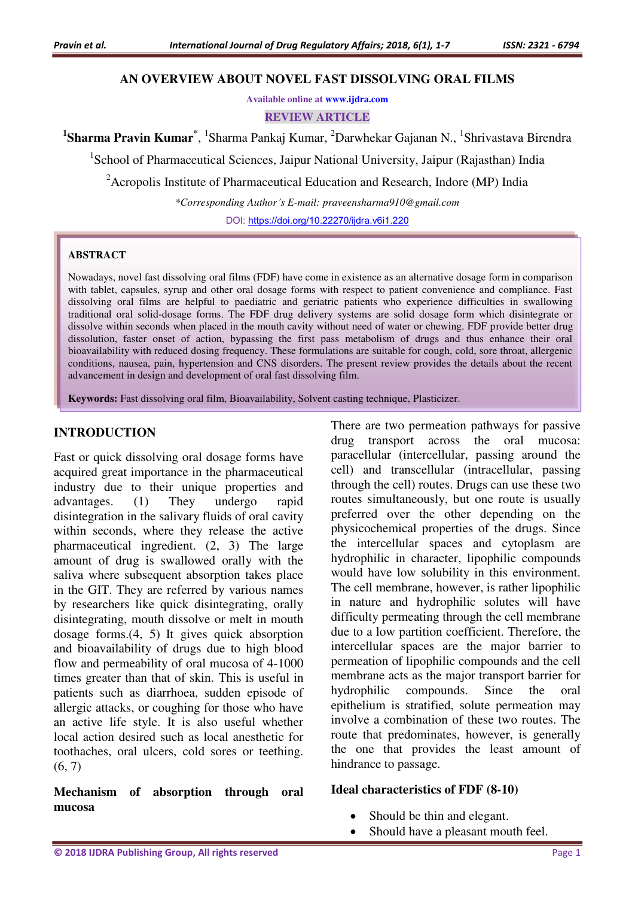# AN OVERVIEW ABOUT NOVEL FAST DISSOLVING ORAL FILMS

Available online at www.ijdra.com

**REVIEW ARTICLE**

[1]**Sharma Pravin Kumar***, [1]Sharma Pankaj Kumar, [2]Darwhekar Gajanan N., [1]Shrivastava Birendra

[1]School of Pharmaceutical Sciences, Jaipur National University, Jaipur (Rajasthan) India

[2]Acropolis Institute of Pharmaceutical Education and Research, Indore (MP) India

*\*Corresponding Author's E-mail: praveensharma910@gmail.com*

DOI: https://doi.org/10.22270/ijdra.v6i1.220

## ABSTRACT

Nowadays, novel fast dissolving oral films (FDF) have come in existence as an alternative dosage form in comparison with tablet, capsules, syrup and other oral dosage forms with respect to patient convenience and compliance. Fast dissolving oral films are helpful to paediatric and geriatric patients who experience difficulties in swallowing traditional oral solid-dosage forms. The FDF drug delivery systems are solid dosage form which disintegrate or dissolve within seconds when placed in the mouth cavity without need of water or chewing. FDF provide better drug dissolution, faster onset of action, bypassing the first pass metabolism of drugs and thus enhance their oral bioavailability with reduced dosing frequency. These formulations are suitable for cough, cold, sore throat, allergenic conditions, nausea, pain, hypertension and CNS disorders. The present review provides the details about the recent advancement in design and development of oral fast dissolving film.

**Keywords:** Fast dissolving oral film, Bioavailability, Solvent casting technique, Plasticizer.

## INTRODUCTION

Fast or quick dissolving oral dosage forms have acquired great importance in the pharmaceutical industry due to their unique properties and advantages. (1) They undergo rapid disintegration in the salivary fluids of oral cavity within seconds, where they release the active pharmaceutical ingredient. (2, 3) The large amount of drug is swallowed orally with the saliva where subsequent absorption takes place in the GIT. They are referred by various names by researchers like quick disintegrating, orally disintegrating, mouth dissolve or melt in mouth dosage forms.(4, 5) It gives quick absorption and bioavailability of drugs due to high blood flow and permeability of oral mucosa of 4-1000 times greater than that of skin. This is useful in patients such as diarrhoea, sudden episode of allergic attacks, or coughing for those who have an active life style. It is also useful whether local action desired such as local anesthetic for toothaches, oral ulcers, cold sores or teething. (6, 7)

### Mechanism of absorption through oral mucosa

There are two permeation pathways for passive drug transport across the oral mucosa: paracellular (intercellular, passing around the cell) and transcellular (intracellular, passing through the cell) routes. Drugs can use these two routes simultaneously, but one route is usually preferred over the other depending on the physicochemical properties of the drugs. Since the intercellular spaces and cytoplasm are hydrophilic in character, lipophilic compounds would have low solubility in this environment. The cell membrane, however, is rather lipophilic in nature and hydrophilic solutes will have difficulty permeating through the cell membrane due to a low partition coefficient. Therefore, the intercellular spaces are the major barrier to permeation of lipophilic compounds and the cell membrane acts as the major transport barrier for hydrophilic compounds. Since the oral epithelium is stratified, solute permeation may involve a combination of these two routes. The route that predominates, however, is generally the one that provides the least amount of hindrance to passage.

### Ideal characteristics of FDF (8-10)

- Should be thin and elegant.
- Should have a pleasant mouth feel.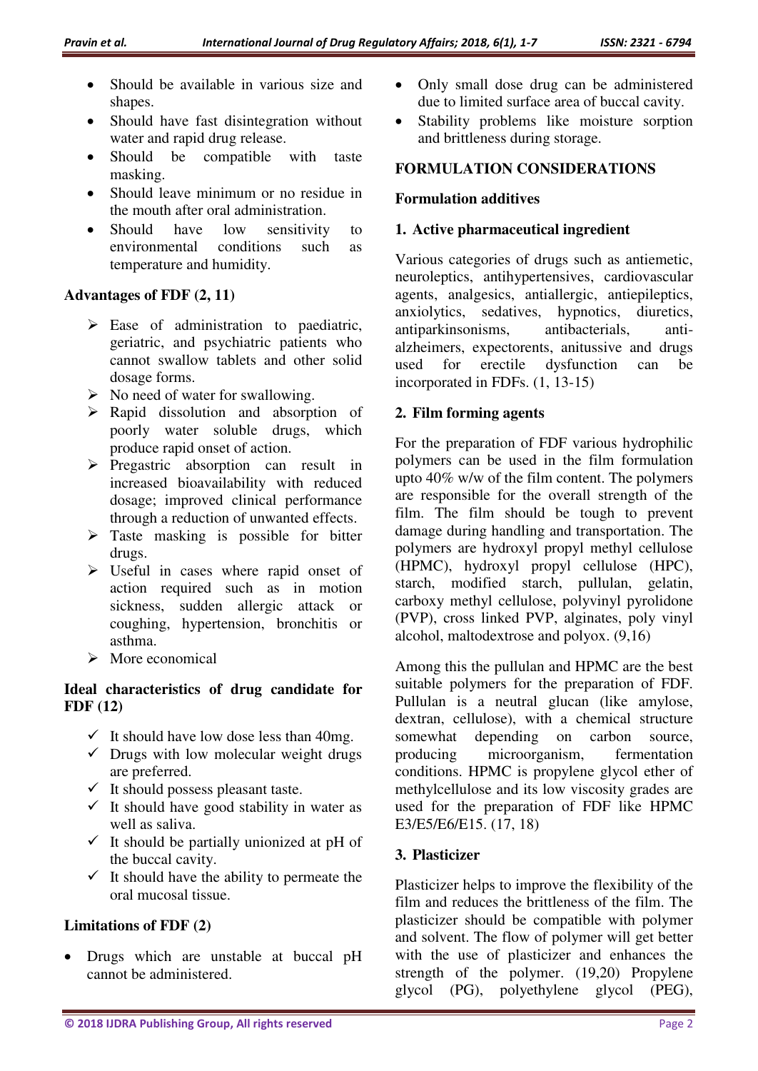- Should be available in various size and shapes.
- Should have fast disintegration without water and rapid drug release.
- Should be compatible with taste masking.
- Should leave minimum or no residue in the mouth after oral administration.
- Should have low sensitivity to environmental conditions such as temperature and humidity.

### Advantages of FDF (2, 11)

- Ease of administration to paediatric, geriatric, and psychiatric patients who cannot swallow tablets and other solid dosage forms.
- No need of water for swallowing.
- Rapid dissolution and absorption of poorly water soluble drugs, which produce rapid onset of action.
- Pregastric absorption can result in increased bioavailability with reduced dosage; improved clinical performance through a reduction of unwanted effects.
- Taste masking is possible for bitter drugs.
- Useful in cases where rapid onset of action required such as in motion sickness, sudden allergic attack or coughing, hypertension, bronchitis or asthma.
- More economical

### Ideal characteristics of drug candidate for FDF (12)

- It should have low dose less than 40mg.
- Drugs with low molecular weight drugs are preferred.
- It should possess pleasant taste.
- It should have good stability in water as well as saliva.
- It should be partially unionized at pH of the buccal cavity.
- It should have the ability to permeate the oral mucosal tissue.

### Limitations of FDF (2)

- Drugs which are unstable at buccal pH cannot be administered.
- Only small dose drug can be administered due to limited surface area of buccal cavity.
- Stability problems like moisture sorption and brittleness during storage.

## FORMULATION CONSIDERATIONS

### Formulation additives

#### 1. Active pharmaceutical ingredient

Various categories of drugs such as antiemetic, neuroleptics, antihypertensives, cardiovascular agents, analgesics, antiallergic, antiepileptics, anxiolytics, sedatives, hypnotics, diuretics, antiparkinsonisms, antibacterials, anti-alzheimers, expectorents, anitussive and drugs used for erectile dysfunction can be incorporated in FDFs. (1, 13-15)

#### 2. Film forming agents

For the preparation of FDF various hydrophilic polymers can be used in the film formulation upto 40% w/w of the film content. The polymers are responsible for the overall strength of the film. The film should be tough to prevent damage during handling and transportation. The polymers are hydroxyl propyl methyl cellulose (HPMC), hydroxyl propyl cellulose (HPC), starch, modified starch, pullulan, gelatin, carboxy methyl cellulose, polyvinyl pyrolidone (PVP), cross linked PVP, alginates, poly vinyl alcohol, maltodextrose and polyox. (9,16)

Among this the pullulan and HPMC are the best suitable polymers for the preparation of FDF. Pullulan is a neutral glucan (like amylose, dextran, cellulose), with a chemical structure somewhat depending on carbon source, producing microorganism, fermentation conditions. HPMC is propylene glycol ether of methylcellulose and its low viscosity grades are used for the preparation of FDF like HPMC E3/E5/E6/E15. (17, 18)

#### 3. Plasticizer

Plasticizer helps to improve the flexibility of the film and reduces the brittleness of the film. The plasticizer should be compatible with polymer and solvent. The flow of polymer will get better with the use of plasticizer and enhances the strength of the polymer. (19,20) Propylene glycol (PG), polyethylene glycol (PEG),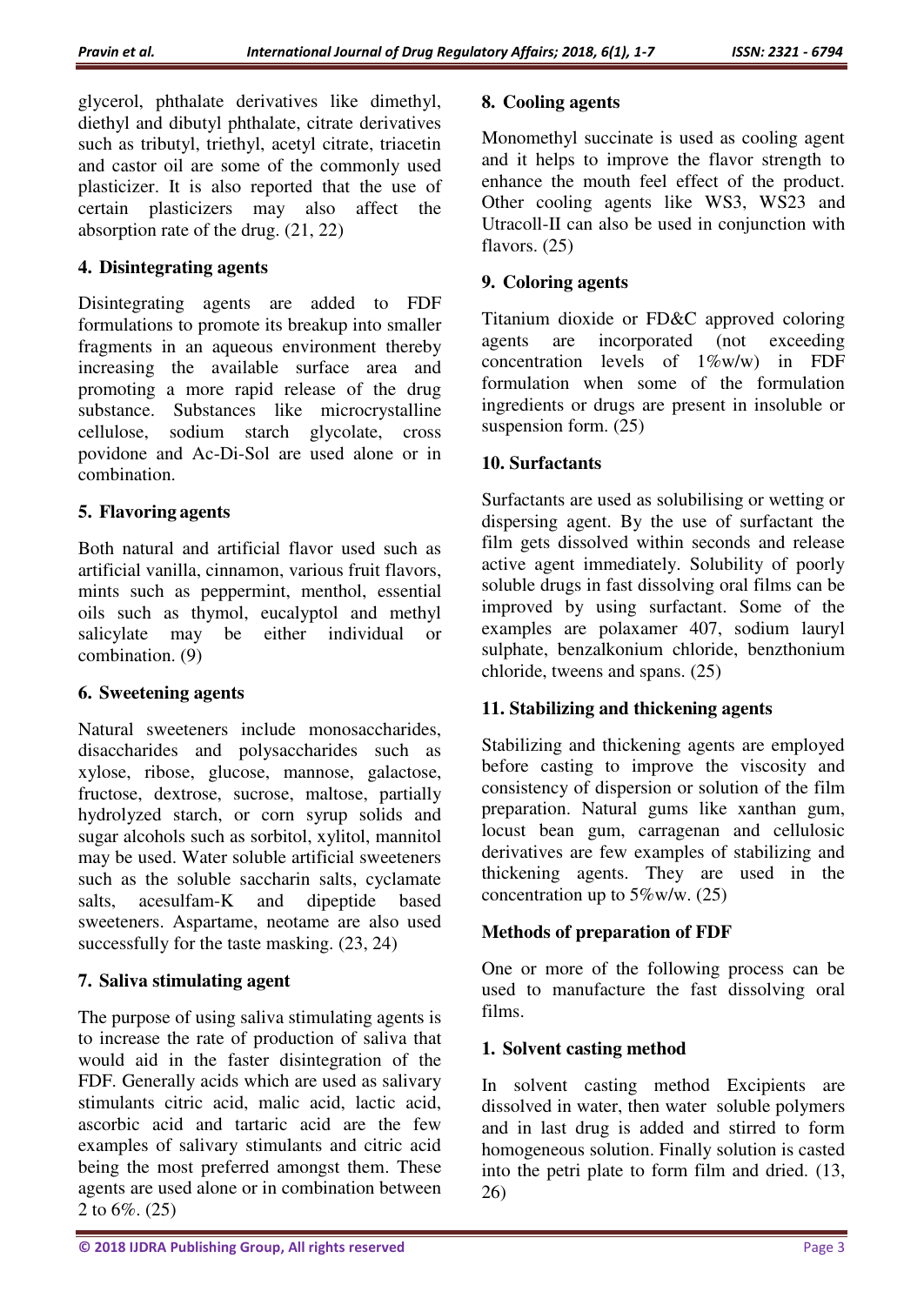glycerol, phthalate derivatives like dimethyl, diethyl and dibutyl phthalate, citrate derivatives such as tributyl, triethyl, acetyl citrate, triacetin and castor oil are some of the commonly used plasticizer. It is also reported that the use of certain plasticizers may also affect the absorption rate of the drug. (21, 22)

### 4. Disintegrating agents

Disintegrating agents are added to FDF formulations to promote its breakup into smaller fragments in an aqueous environment thereby increasing the available surface area and promoting a more rapid release of the drug substance. Substances like microcrystalline cellulose, sodium starch glycolate, cross povidone and Ac-Di-Sol are used alone or in combination.

### 5. Flavoring agents

Both natural and artificial flavor used such as artificial vanilla, cinnamon, various fruit flavors, mints such as peppermint, menthol, essential oils such as thymol, eucalyptol and methyl salicylate may be either individual or combination. (9)

### 6. Sweetening agents

Natural sweeteners include monosaccharides, disaccharides and polysaccharides such as xylose, ribose, glucose, mannose, galactose, fructose, dextrose, sucrose, maltose, partially hydrolyzed starch, or corn syrup solids and sugar alcohols such as sorbitol, xylitol, mannitol may be used. Water soluble artificial sweeteners such as the soluble saccharin salts, cyclamate salts, acesulfam-K and dipeptide based sweeteners. Aspartame, neotame are also used successfully for the taste masking. (23, 24)

### 7. Saliva stimulating agent

The purpose of using saliva stimulating agents is to increase the rate of production of saliva that would aid in the faster disintegration of the FDF. Generally acids which are used as salivary stimulants citric acid, malic acid, lactic acid, ascorbic acid and tartaric acid are the few examples of salivary stimulants and citric acid being the most preferred amongst them. These agents are used alone or in combination between 2 to 6%. (25)

### 8. Cooling agents

Monomethyl succinate is used as cooling agent and it helps to improve the flavor strength to enhance the mouth feel effect of the product. Other cooling agents like WS3, WS23 and Utracoll-II can also be used in conjunction with flavors. (25)

### 9. Coloring agents

Titanium dioxide or FD&C approved coloring agents are incorporated (not exceeding concentration levels of 1%w/w) in FDF formulation when some of the formulation ingredients or drugs are present in insoluble or suspension form. (25)

### 10. Surfactants

Surfactants are used as solubilising or wetting or dispersing agent. By the use of surfactant the film gets dissolved within seconds and release active agent immediately. Solubility of poorly soluble drugs in fast dissolving oral films can be improved by using surfactant. Some of the examples are polaxamer 407, sodium lauryl sulphate, benzalkonium chloride, benzthonium chloride, tweens and spans. (25)

### 11. Stabilizing and thickening agents

Stabilizing and thickening agents are employed before casting to improve the viscosity and consistency of dispersion or solution of the film preparation. Natural gums like xanthan gum, locust bean gum, carragenan and cellulosic derivatives are few examples of stabilizing and thickening agents. They are used in the concentration up to 5%w/w. (25)

## Methods of preparation of FDF

One or more of the following process can be used to manufacture the fast dissolving oral films.

### 1. Solvent casting method

In solvent casting method Excipients are dissolved in water, then water soluble polymers and in last drug is added and stirred to form homogeneous solution. Finally solution is casted into the petri plate to form film and dried. (13, 26)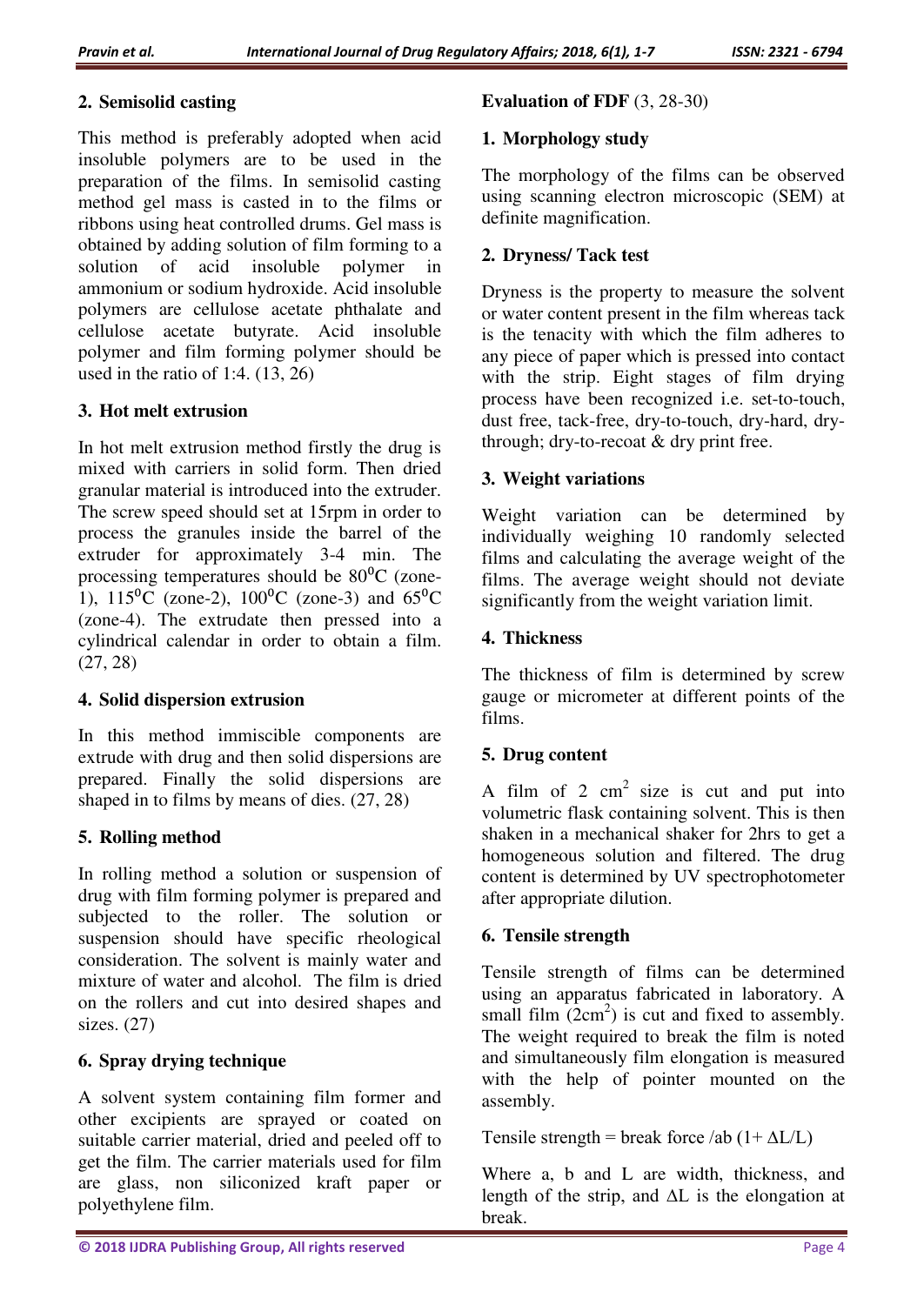## 2. Semisolid casting

This method is preferably adopted when acid insoluble polymers are to be used in the preparation of the films. In semisolid casting method gel mass is casted in to the films or ribbons using heat controlled drums. Gel mass is obtained by adding solution of film forming to a solution of acid insoluble polymer in ammonium or sodium hydroxide. Acid insoluble polymers are cellulose acetate phthalate and cellulose acetate butyrate. Acid insoluble polymer and film forming polymer should be used in the ratio of 1:4. (13, 26)

## 3. Hot melt extrusion

In hot melt extrusion method firstly the drug is mixed with carriers in solid form. Then dried granular material is introduced into the extruder. The screw speed should set at 15rpm in order to process the granules inside the barrel of the extruder for approximately 3-4 min. The processing temperatures should be $80^0$C (zone-1), $115^0$C (zone-2), $100^0$C (zone-3) and $65^0$C (zone-4). The extrudate then pressed into a cylindrical calendar in order to obtain a film. (27, 28)

## 4. Solid dispersion extrusion

In this method immiscible components are extrude with drug and then solid dispersions are prepared. Finally the solid dispersions are shaped in to films by means of dies. (27, 28)

## 5. Rolling method

In rolling method a solution or suspension of drug with film forming polymer is prepared and subjected to the roller. The solution or suspension should have specific rheological consideration. The solvent is mainly water and mixture of water and alcohol. The film is dried on the rollers and cut into desired shapes and sizes. (27)

## 6. Spray drying technique

A solvent system containing film former and other excipients are sprayed or coated on suitable carrier material, dried and peeled off to get the film. The carrier materials used for film are glass, non siliconized kraft paper or polyethylene film.

## Evaluation of FDF (3, 28-30)

## 1. Morphology study

The morphology of the films can be observed using scanning electron microscopic (SEM) at definite magnification.

## 2. Dryness/ Tack test

Dryness is the property to measure the solvent or water content present in the film whereas tack is the tenacity with which the film adheres to any piece of paper which is pressed into contact with the strip. Eight stages of film drying process have been recognized i.e. set-to-touch, dust free, tack-free, dry-to-touch, dry-hard, dry-through; dry-to-recoat & dry print free.

## 3. Weight variations

Weight variation can be determined by individually weighing 10 randomly selected films and calculating the average weight of the films. The average weight should not deviate significantly from the weight variation limit.

## 4. Thickness

The thickness of film is determined by screw gauge or micrometer at different points of the films.

## 5. Drug content

A film of 2 $cm^2$ size is cut and put into volumetric flask containing solvent. This is then shaken in a mechanical shaker for 2hrs to get a homogeneous solution and filtered. The drug content is determined by UV spectrophotometer after appropriate dilution.

## 6. Tensile strength

Tensile strength of films can be determined using an apparatus fabricated in laboratory. A small film ($2cm^2$) is cut and fixed to assembly. The weight required to break the film is noted and simultaneously film elongation is measured with the help of pointer mounted on the assembly.

Tensile strength = break force /ab $(1+ \Delta L/L)$

Where a, b and L are width, thickness, and length of the strip, and $\Delta L$ is the elongation at break.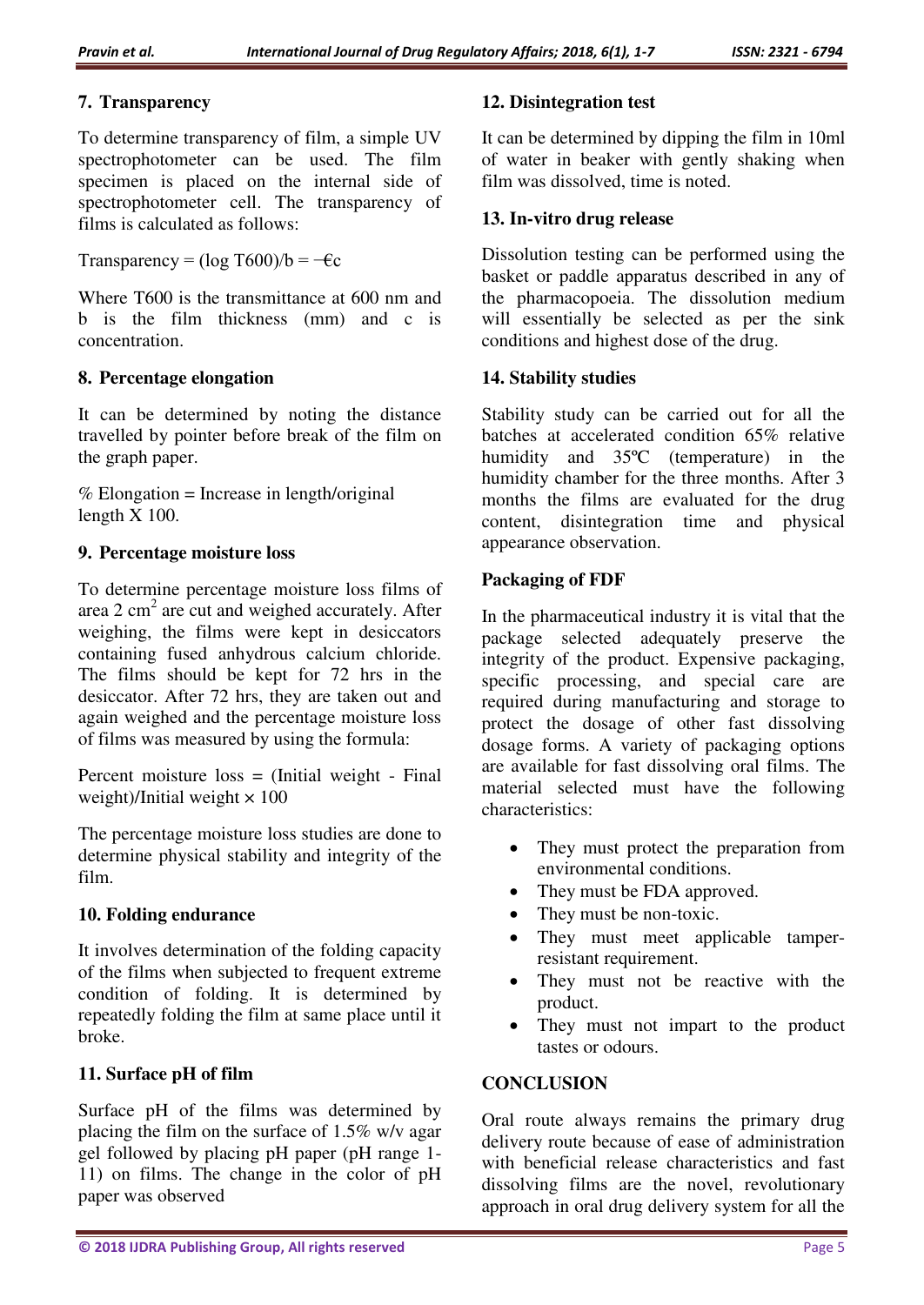## 7. Transparency

To determine transparency of film, a simple UV spectrophotometer can be used. The film specimen is placed on the internal side of spectrophotometer cell. The transparency of films is calculated as follows:

Transparency = (log T600)/b = −€c

Where T600 is the transmittance at 600 nm and b is the film thickness (mm) and c is concentration.

## 8. Percentage elongation

It can be determined by noting the distance travelled by pointer before break of the film on the graph paper.

% Elongation = Increase in length/original length X 100.

## 9. Percentage moisture loss

To determine percentage moisture loss films of area 2 $cm^2$ are cut and weighed accurately. After weighing, the films were kept in desiccators containing fused anhydrous calcium chloride. The films should be kept for 72 hrs in the desiccator. After 72 hrs, they are taken out and again weighed and the percentage moisture loss of films was measured by using the formula:

Percent moisture loss = (Initial weight - Final weight)/Initial weight × 100

The percentage moisture loss studies are done to determine physical stability and integrity of the film.

## 10. Folding endurance

It involves determination of the folding capacity of the films when subjected to frequent extreme condition of folding. It is determined by repeatedly folding the film at same place until it broke.

## 11. Surface pH of film

Surface pH of the films was determined by placing the film on the surface of 1.5% w/v agar gel followed by placing pH paper (pH range 1-11) on films. The change in the color of pH paper was observed

## 12. Disintegration test

It can be determined by dipping the film in 10ml of water in beaker with gently shaking when film was dissolved, time is noted.

## 13. In-vitro drug release

Dissolution testing can be performed using the basket or paddle apparatus described in any of the pharmacopoeia. The dissolution medium will essentially be selected as per the sink conditions and highest dose of the drug.

## 14. Stability studies

Stability study can be carried out for all the batches at accelerated condition 65% relative humidity and 35ºC (temperature) in the humidity chamber for the three months. After 3 months the films are evaluated for the drug content, disintegration time and physical appearance observation.

## Packaging of FDF

In the pharmaceutical industry it is vital that the package selected adequately preserve the integrity of the product. Expensive packaging, specific processing, and special care are required during manufacturing and storage to protect the dosage of other fast dissolving dosage forms. A variety of packaging options are available for fast dissolving oral films. The material selected must have the following characteristics:

- They must protect the preparation from environmental conditions.
- They must be FDA approved.
- They must be non-toxic.
- They must meet applicable tamper-resistant requirement.
- They must not be reactive with the product.
- They must not impart to the product tastes or odours.

## CONCLUSION

Oral route always remains the primary drug delivery route because of ease of administration with beneficial release characteristics and fast dissolving films are the novel, revolutionary approach in oral drug delivery system for all the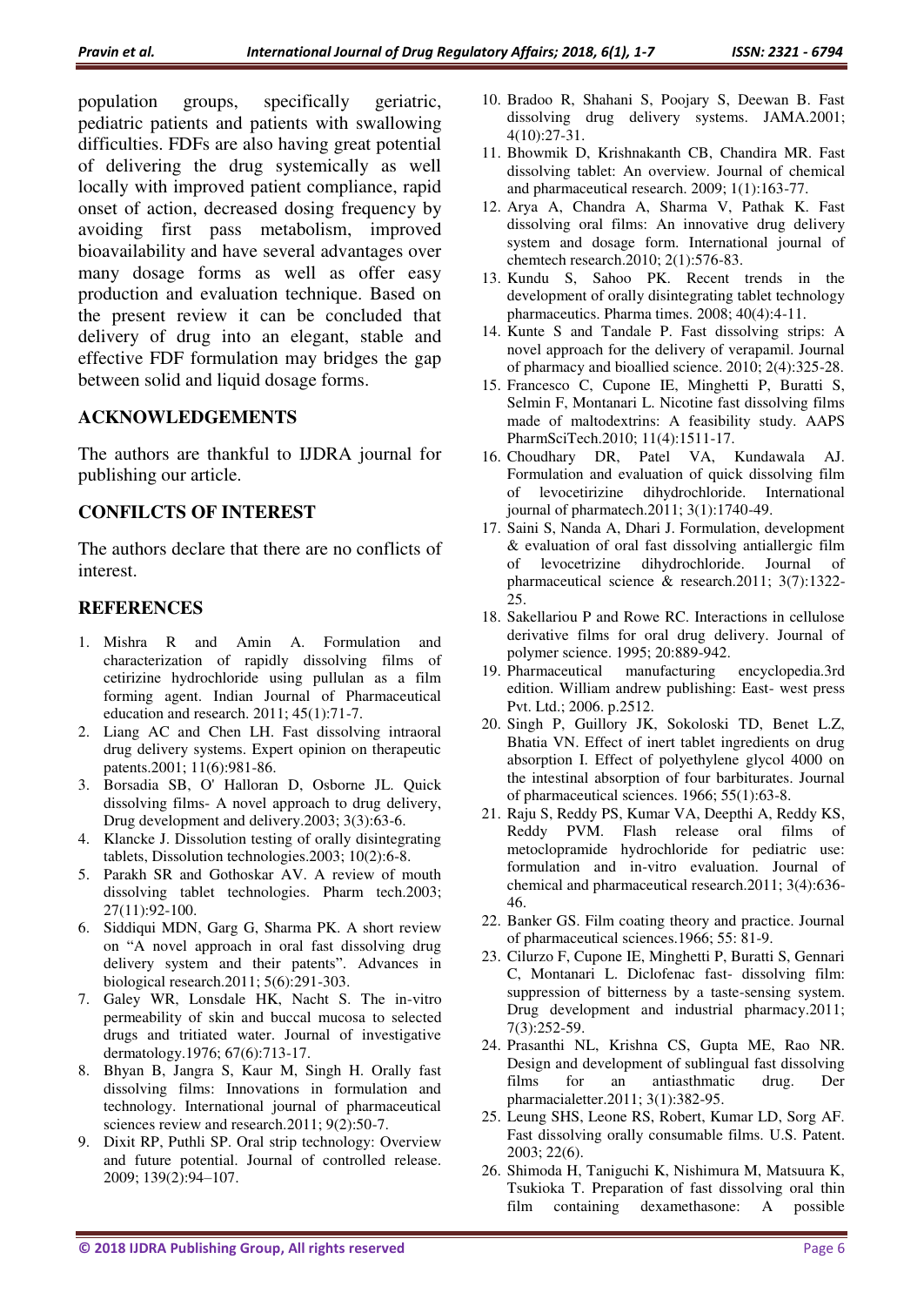population groups, specifically geriatric, pediatric patients and patients with swallowing difficulties. FDFs are also having great potential of delivering the drug systemically as well locally with improved patient compliance, rapid onset of action, decreased dosing frequency by avoiding first pass metabolism, improved bioavailability and have several advantages over many dosage forms as well as offer easy production and evaluation technique. Based on the present review it can be concluded that delivery of drug into an elegant, stable and effective FDF formulation may bridges the gap between solid and liquid dosage forms.

## ACKNOWLEDGEMENTS

The authors are thankful to IJDRA journal for publishing our article.

## CONFILCTS OF INTEREST

The authors declare that there are no conflicts of interest.

## REFERENCES

1. Mishra R and Amin A. Formulation and characterization of rapidly dissolving films of cetirizine hydrochloride using pullulan as a film forming agent. Indian Journal of Pharmaceutical education and research. 2011; 45(1):71-7.
2. Liang AC and Chen LH. Fast dissolving intraoral drug delivery systems. Expert opinion on therapeutic patents.2001; 11(6):981-86.
3. Borsadia SB, O' Halloran D, Osborne JL. Quick dissolving films- A novel approach to drug delivery, Drug development and delivery.2003; 3(3):63-6.
4. Klancke J. Dissolution testing of orally disintegrating tablets, Dissolution technologies.2003; 10(2):6-8.
5. Parakh SR and Gothoskar AV. A review of mouth dissolving tablet technologies. Pharm tech.2003; 27(11):92-100.
6. Siddiqui MDN, Garg G, Sharma PK. A short review on "A novel approach in oral fast dissolving drug delivery system and their patents". Advances in biological research.2011; 5(6):291-303.
7. Galey WR, Lonsdale HK, Nacht S. The in-vitro permeability of skin and buccal mucosa to selected drugs and tritiated water. Journal of investigative dermatology.1976; 67(6):713-17.
8. Bhyan B, Jangra S, Kaur M, Singh H. Orally fast dissolving films: Innovations in formulation and technology. International journal of pharmaceutical sciences review and research.2011; 9(2):50-7.
9. Dixit RP, Puthli SP. Oral strip technology: Overview and future potential. Journal of controlled release. 2009; 139(2):94–107.
10. Bradoo R, Shahani S, Poojary S, Deewan B. Fast dissolving drug delivery systems. JAMA.2001; 4(10):27-31.
11. Bhowmik D, Krishnakanth CB, Chandira MR. Fast dissolving tablet: An overview. Journal of chemical and pharmaceutical research. 2009; 1(1):163-77.
12. Arya A, Chandra A, Sharma V, Pathak K. Fast dissolving oral films: An innovative drug delivery system and dosage form. International journal of chemtech research.2010; 2(1):576-83.
13. Kundu S, Sahoo PK. Recent trends in the development of orally disintegrating tablet technology pharmaceutics. Pharma times. 2008; 40(4):4-11.
14. Kunte S and Tandale P. Fast dissolving strips: A novel approach for the delivery of verapamil. Journal of pharmacy and bioallied science. 2010; 2(4):325-28.
15. Francesco C, Cupone IE, Minghetti P, Buratti S, Selmin F, Montanari L. Nicotine fast dissolving films made of maltodextrins: A feasibility study. AAPS PharmSciTech.2010; 11(4):1511-17.
16. Choudhary DR, Patel VA, Kundawala AJ. Formulation and evaluation of quick dissolving film of levocetirizine dihydrochloride. International journal of pharmatech.2011; 3(1):1740-49.
17. Saini S, Nanda A, Dhari J. Formulation, development & evaluation of oral fast dissolving antiallergic film of levocetrizine dihydrochloride. Journal of pharmaceutical science & research.2011; 3(7):1322-25.
18. Sakellariou P and Rowe RC. Interactions in cellulose derivative films for oral drug delivery. Journal of polymer science. 1995; 20:889-942.
19. Pharmaceutical manufacturing encyclopedia.3rd edition. William andrew publishing: East- west press Pvt. Ltd.; 2006. p.2512.
20. Singh P, Guillory JK, Sokoloski TD, Benet L.Z, Bhatia VN. Effect of inert tablet ingredients on drug absorption I. Effect of polyethylene glycol 4000 on the intestinal absorption of four barbiturates. Journal of pharmaceutical sciences. 1966; 55(1):63-8.
21. Raju S, Reddy PS, Kumar VA, Deepthi A, Reddy KS, Reddy PVM. Flash release oral films of metoclopramide hydrochloride for pediatric use: formulation and in-vitro evaluation. Journal of chemical and pharmaceutical research.2011; 3(4):636-46.
22. Banker GS. Film coating theory and practice. Journal of pharmaceutical sciences.1966; 55: 81-9.
23. Cilurzo F, Cupone IE, Minghetti P, Buratti S, Gennari C, Montanari L. Diclofenac fast- dissolving film: suppression of bitterness by a taste-sensing system. Drug development and industrial pharmacy.2011; 7(3):252-59.
24. Prasanthi NL, Krishna CS, Gupta ME, Rao NR. Design and development of sublingual fast dissolving films for an antiasthmatic drug. Der pharmacialetter.2011; 3(1):382-95.
25. Leung SHS, Leone RS, Robert, Kumar LD, Sorg AF. Fast dissolving orally consumable films. U.S. Patent. 2003; 22(6).
26. Shimoda H, Taniguchi K, Nishimura M, Matsuura K, Tsukioka T. Preparation of fast dissolving oral thin film containing dexamethasone: A possible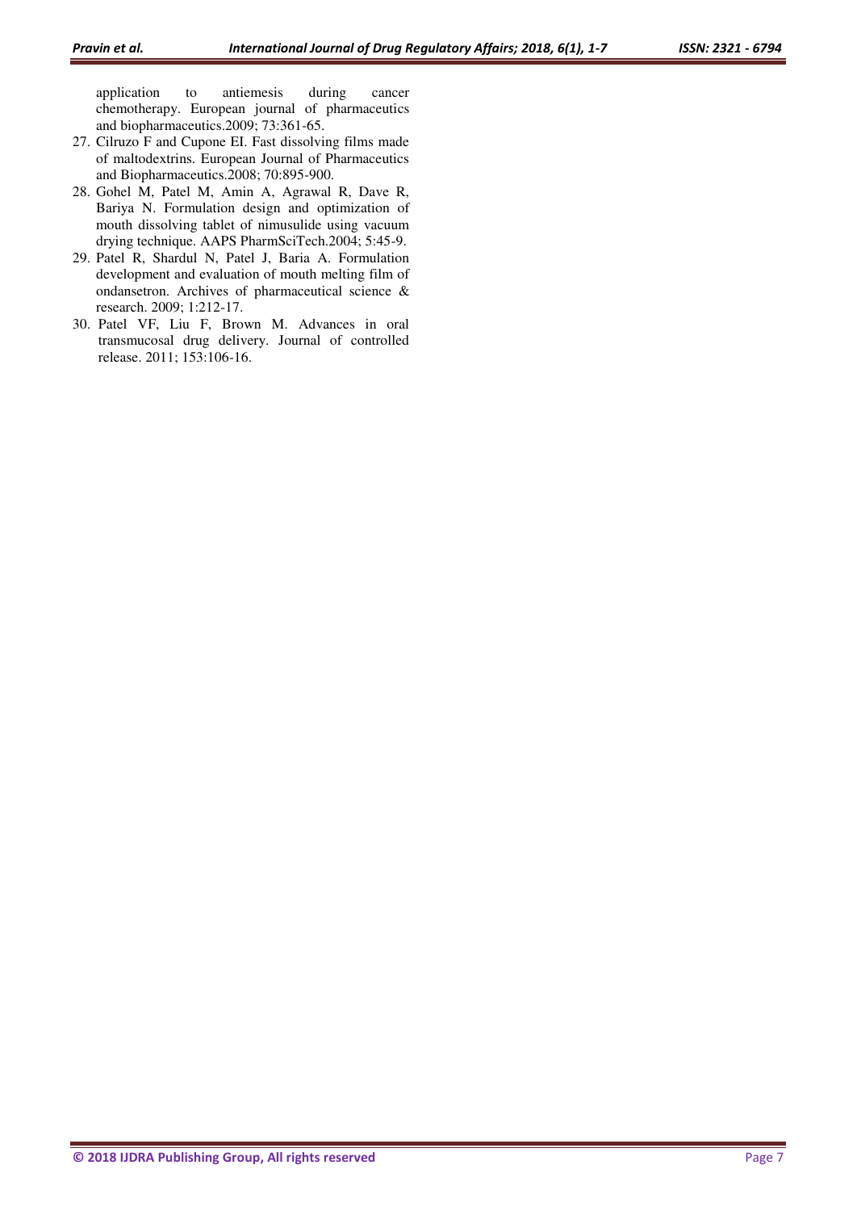application to antiemesis during cancer chemotherapy. European journal of pharmaceutics and biopharmaceutics.2009; 73:361-65.

27. Cilruzo F and Cupone EI. Fast dissolving films made of maltodextrins. European Journal of Pharmaceutics and Biopharmaceutics.2008; 70:895-900.
28. Gohel M, Patel M, Amin A, Agrawal R, Dave R, Bariya N. Formulation design and optimization of mouth dissolving tablet of nimusulide using vacuum drying technique. AAPS PharmSciTech.2004; 5:45-9.
29. Patel R, Shardul N, Patel J, Baria A. Formulation development and evaluation of mouth melting film of ondansetron. Archives of pharmaceutical science & research. 2009; 1:212-17.
30. Patel VF, Liu F, Brown M. Advances in oral transmucosal drug delivery. Journal of controlled release. 2011; 153:106-16.